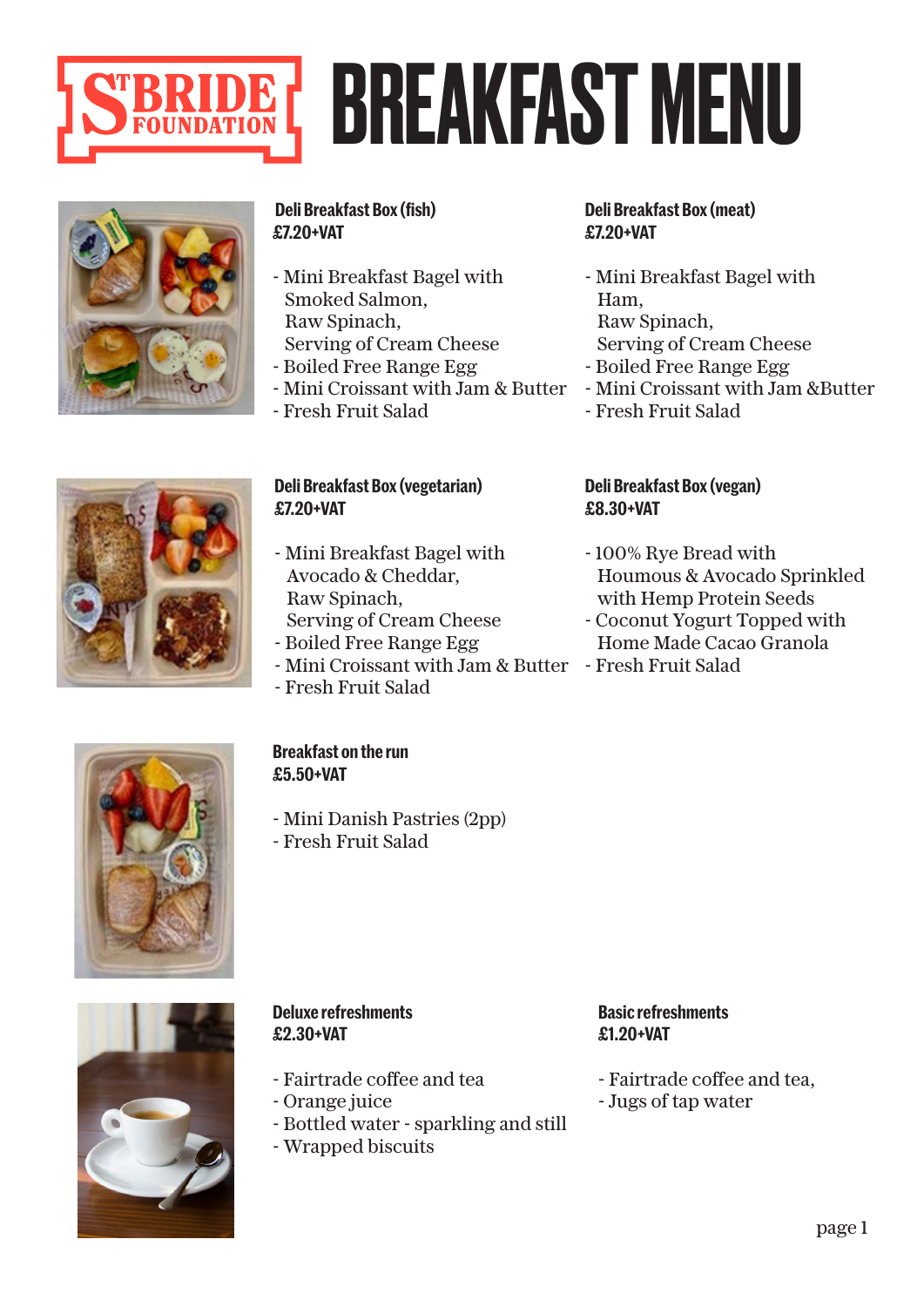# ST BRIDE FOUNDATION BREAKFAST MENU

**Deli Breakfast Box (fish)**
**£7.20+VAT**

- Mini Breakfast Bagel with Smoked Salmon, Raw Spinach, Serving of Cream Cheese
- Boiled Free Range Egg
- Mini Croissant with Jam & Butter
- Fresh Fruit Salad

**Deli Breakfast Box (meat)**
**£7.20+VAT**

- Mini Breakfast Bagel with Ham, Raw Spinach, Serving of Cream Cheese
- Boiled Free Range Egg
- Mini Croissant with Jam &Butter
- Fresh Fruit Salad

**Deli Breakfast Box (vegetarian)**
**£7.20+VAT**

- Mini Breakfast Bagel with Avocado & Cheddar, Raw Spinach, Serving of Cream Cheese
- Boiled Free Range Egg
- Mini Croissant with Jam & Butter
- Fresh Fruit Salad

**Deli Breakfast Box (vegan)**
**£8.30+VAT**

- 100% Rye Bread with Houmous & Avocado Sprinkled with Hemp Protein Seeds
- Coconut Yogurt Topped with Home Made Cacao Granola
- Fresh Fruit Salad

**Breakfast on the run**
**£5.50+VAT**

- Mini Danish Pastries (2pp)
- Fresh Fruit Salad

**Deluxe refreshments**
**£2.30+VAT**

- Fairtrade coffee and tea
- Orange juice
- Bottled water - sparkling and still
- Wrapped biscuits

**Basic refreshments**
**£1.20+VAT**

- Fairtrade coffee and tea,
- Jugs of tap water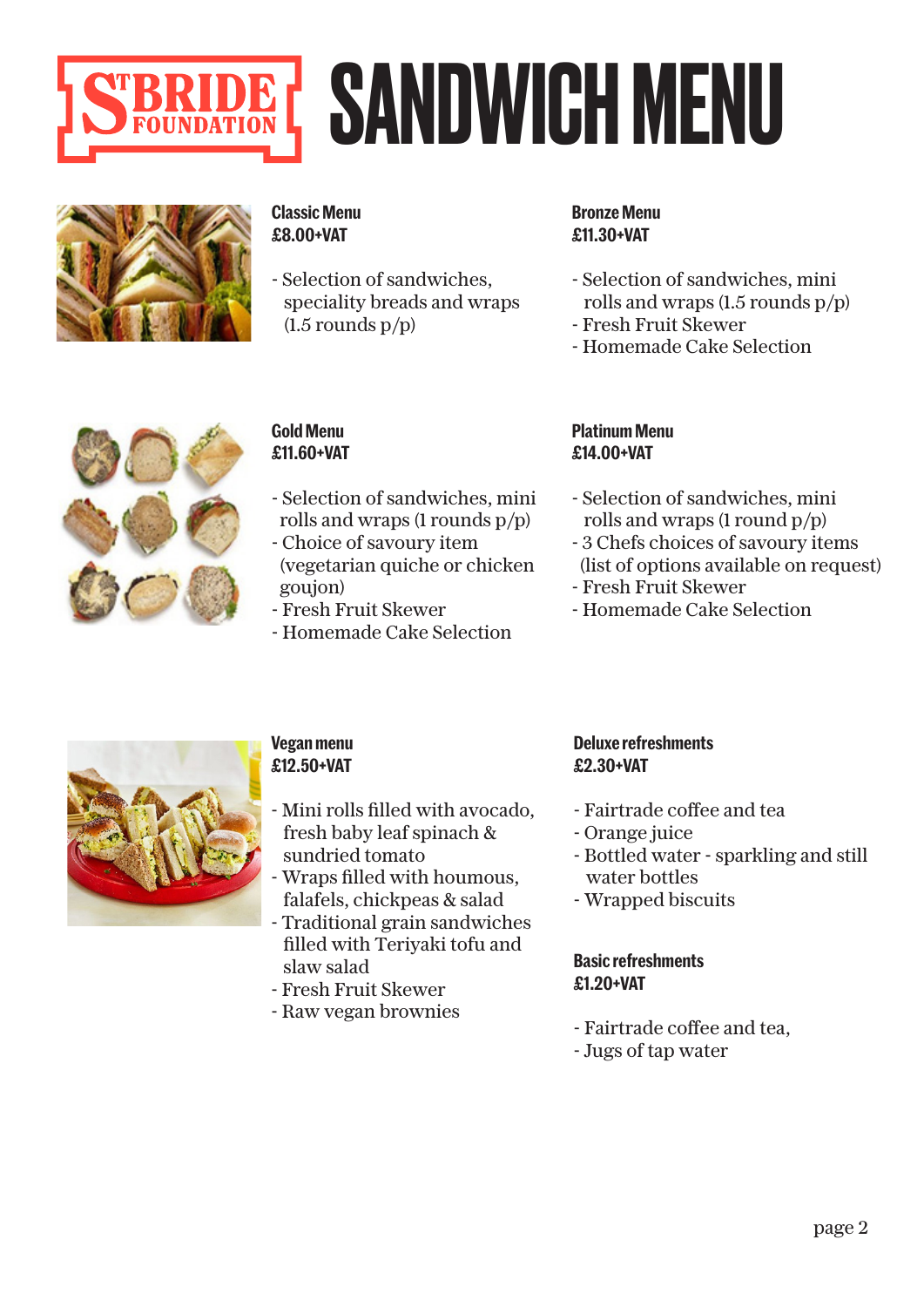# ST BRIDE FOUNDATION SANDWICH MENU

**Classic Menu**
**£8.00+VAT**

- Selection of sandwiches, speciality breads and wraps (1.5 rounds p/p)

**Bronze Menu**
**£11.30+VAT**

- Selection of sandwiches, mini rolls and wraps (1.5 rounds p/p)
- Fresh Fruit Skewer
- Homemade Cake Selection

**Gold Menu**
**£11.60+VAT**

- Selection of sandwiches, mini rolls and wraps (1 rounds p/p)
- Choice of savoury item (vegetarian quiche or chicken goujon)
- Fresh Fruit Skewer
- Homemade Cake Selection

**Platinum Menu**
**£14.00+VAT**

- Selection of sandwiches, mini rolls and wraps (1 round p/p)
- 3 Chefs choices of savoury items (list of options available on request)
- Fresh Fruit Skewer
- Homemade Cake Selection

**Vegan menu**
**£12.50+VAT**

- Mini rolls filled with avocado, fresh baby leaf spinach & sundried tomato
- Wraps filled with houmous, falafels, chickpeas & salad
- Traditional grain sandwiches filled with Teriyaki tofu and slaw salad
- Fresh Fruit Skewer
- Raw vegan brownies

**Deluxe refreshments**
**£2.30+VAT**

- Fairtrade coffee and tea
- Orange juice
- Bottled water - sparkling and still water bottles
- Wrapped biscuits

**Basic refreshments**
**£1.20+VAT**

- Fairtrade coffee and tea,
- Jugs of tap water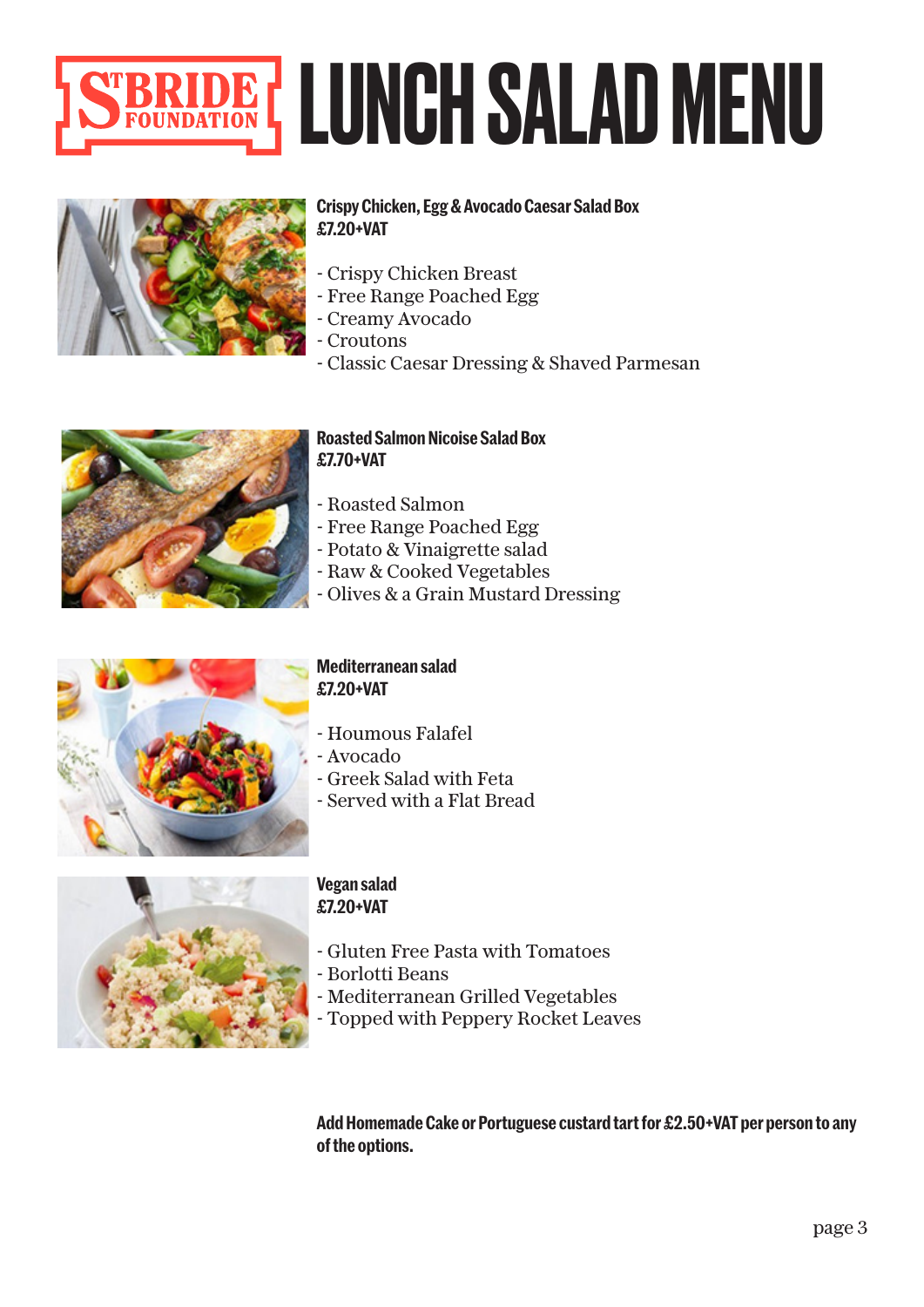# LUNCH SALAD MENU

### Crispy Chicken, Egg & Avocado Caesar Salad Box
**£7.20+VAT**

- Crispy Chicken Breast
- Free Range Poached Egg
- Creamy Avocado
- Croutons
- Classic Caesar Dressing & Shaved Parmesan

### Roasted Salmon Nicoise Salad Box
**£7.70+VAT**

- Roasted Salmon
- Free Range Poached Egg
- Potato & Vinaigrette salad
- Raw & Cooked Vegetables
- Olives & a Grain Mustard Dressing

### Mediterranean salad
**£7.20+VAT**

- Houmous Falafel
- Avocado
- Greek Salad with Feta
- Served with a Flat Bread

### Vegan salad
**£7.20+VAT**

- Gluten Free Pasta with Tomatoes
- Borlotti Beans
- Mediterranean Grilled Vegetables
- Topped with Peppery Rocket Leaves

**Add Homemade Cake or Portuguese custard tart for £2.50+VAT per person to any of the options.**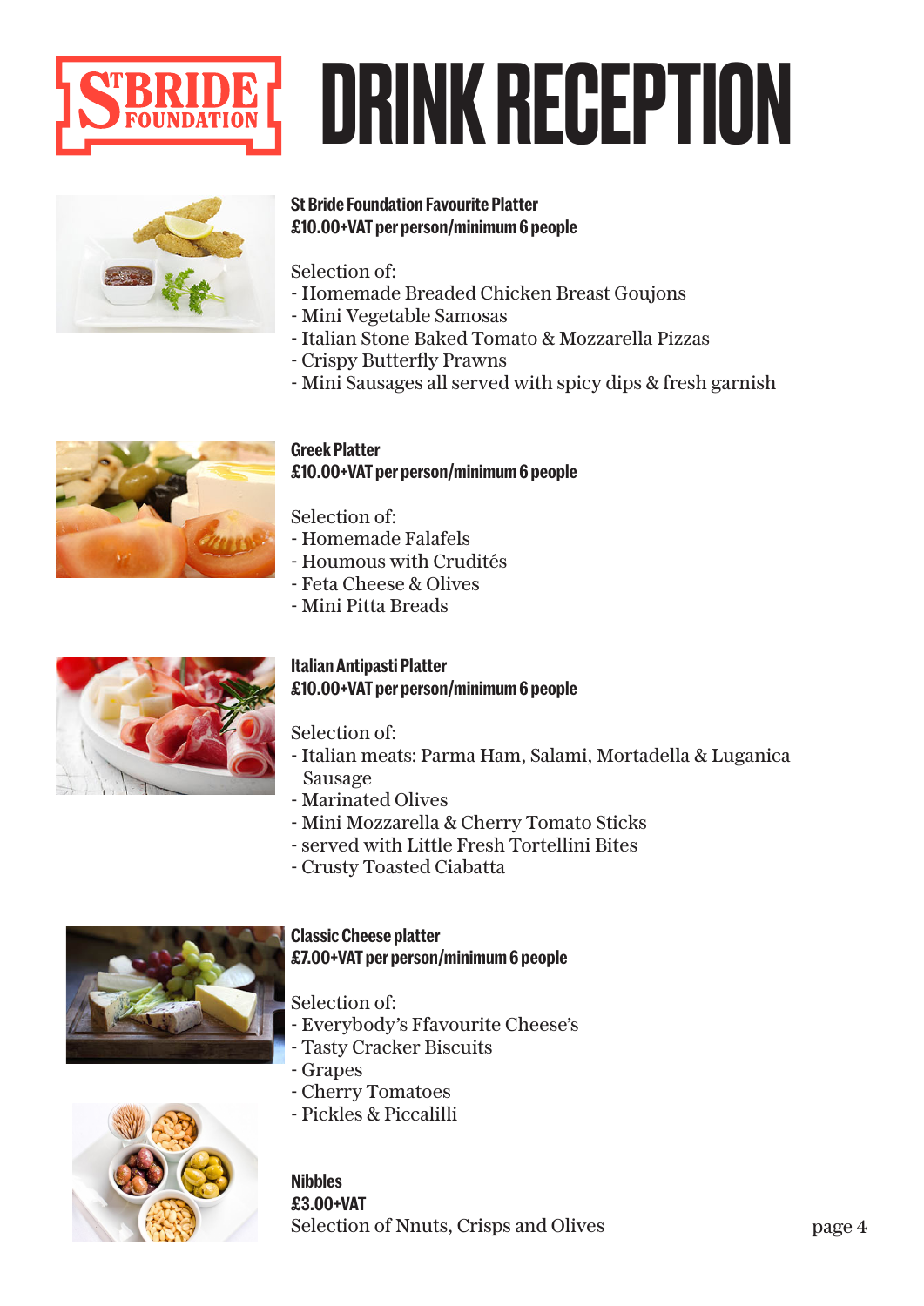# DRINK RECEPTION

**St Bride Foundation Favourite Platter**
**£10.00+VAT per person/minimum 6 people**

Selection of:
- Homemade Breaded Chicken Breast Goujons
- Mini Vegetable Samosas
- Italian Stone Baked Tomato & Mozzarella Pizzas
- Crispy Butterfly Prawns
- Mini Sausages all served with spicy dips & fresh garnish

**Greek Platter**
**£10.00+VAT per person/minimum 6 people**

Selection of:
- Homemade Falafels
- Houmous with Crudités
- Feta Cheese & Olives
- Mini Pitta Breads

**Italian Antipasti Platter**
**£10.00+VAT per person/minimum 6 people**

Selection of:
- Italian meats: Parma Ham, Salami, Mortadella & Luganica Sausage
- Marinated Olives
- Mini Mozzarella & Cherry Tomato Sticks
- served with Little Fresh Tortellini Bites
- Crusty Toasted Ciabatta

**Classic Cheese platter**
**£7.00+VAT per person/minimum 6 people**

Selection of:
- Everybody's Ffavourite Cheese's
- Tasty Cracker Biscuits
- Grapes
- Cherry Tomatoes
- Pickles & Piccalilli

**Nibbles**
**£3.00+VAT**
Selection of Nnuts, Crisps and Olives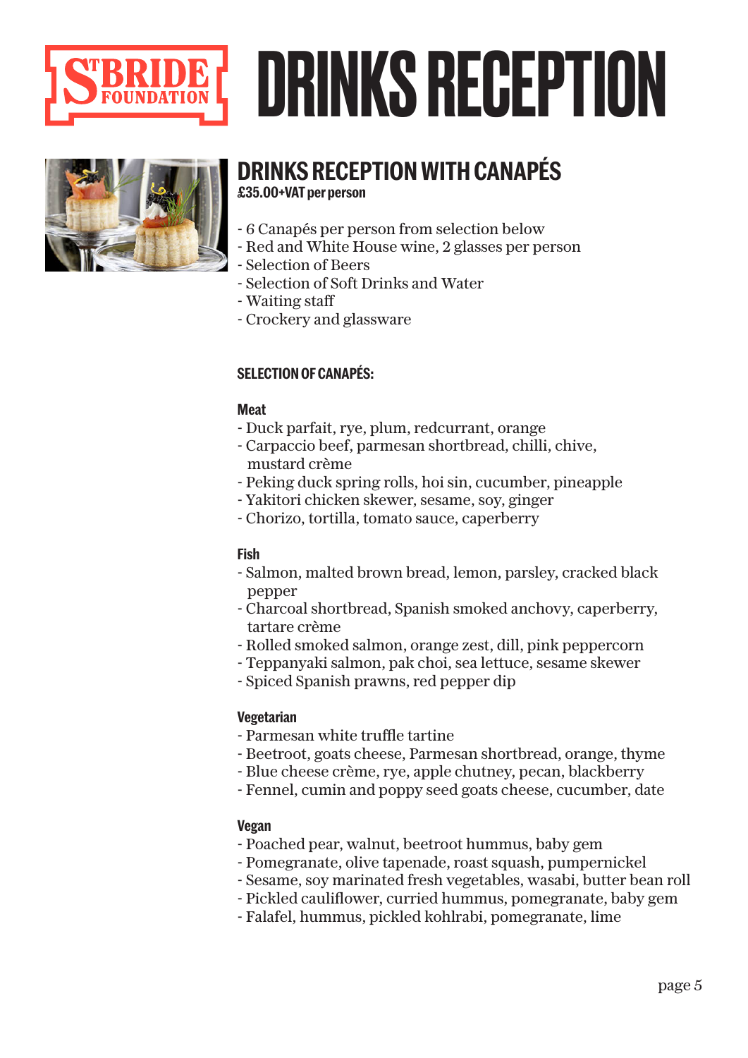# DRINKS RECEPTION

## DRINKS RECEPTION WITH CANAPÉS

**£35.00+VAT per person**

- 6 Canapés per person from selection below
- Red and White House wine, 2 glasses per person
- Selection of Beers
- Selection of Soft Drinks and Water
- Waiting staff
- Crockery and glassware

### SELECTION OF CANAPÉS:

**Meat**

- Duck parfait, rye, plum, redcurrant, orange
- Carpaccio beef, parmesan shortbread, chilli, chive, mustard crème
- Peking duck spring rolls, hoi sin, cucumber, pineapple
- Yakitori chicken skewer, sesame, soy, ginger
- Chorizo, tortilla, tomato sauce, caperberry

**Fish**

- Salmon, malted brown bread, lemon, parsley, cracked black pepper
- Charcoal shortbread, Spanish smoked anchovy, caperberry, tartare crème
- Rolled smoked salmon, orange zest, dill, pink peppercorn
- Teppanyaki salmon, pak choi, sea lettuce, sesame skewer
- Spiced Spanish prawns, red pepper dip

**Vegetarian**

- Parmesan white truffle tartine
- Beetroot, goats cheese, Parmesan shortbread, orange, thyme
- Blue cheese crème, rye, apple chutney, pecan, blackberry
- Fennel, cumin and poppy seed goats cheese, cucumber, date

**Vegan**

- Poached pear, walnut, beetroot hummus, baby gem
- Pomegranate, olive tapenade, roast squash, pumpernickel
- Sesame, soy marinated fresh vegetables, wasabi, butter bean roll
- Pickled cauliflower, curried hummus, pomegranate, baby gem
- Falafel, hummus, pickled kohlrabi, pomegranate, lime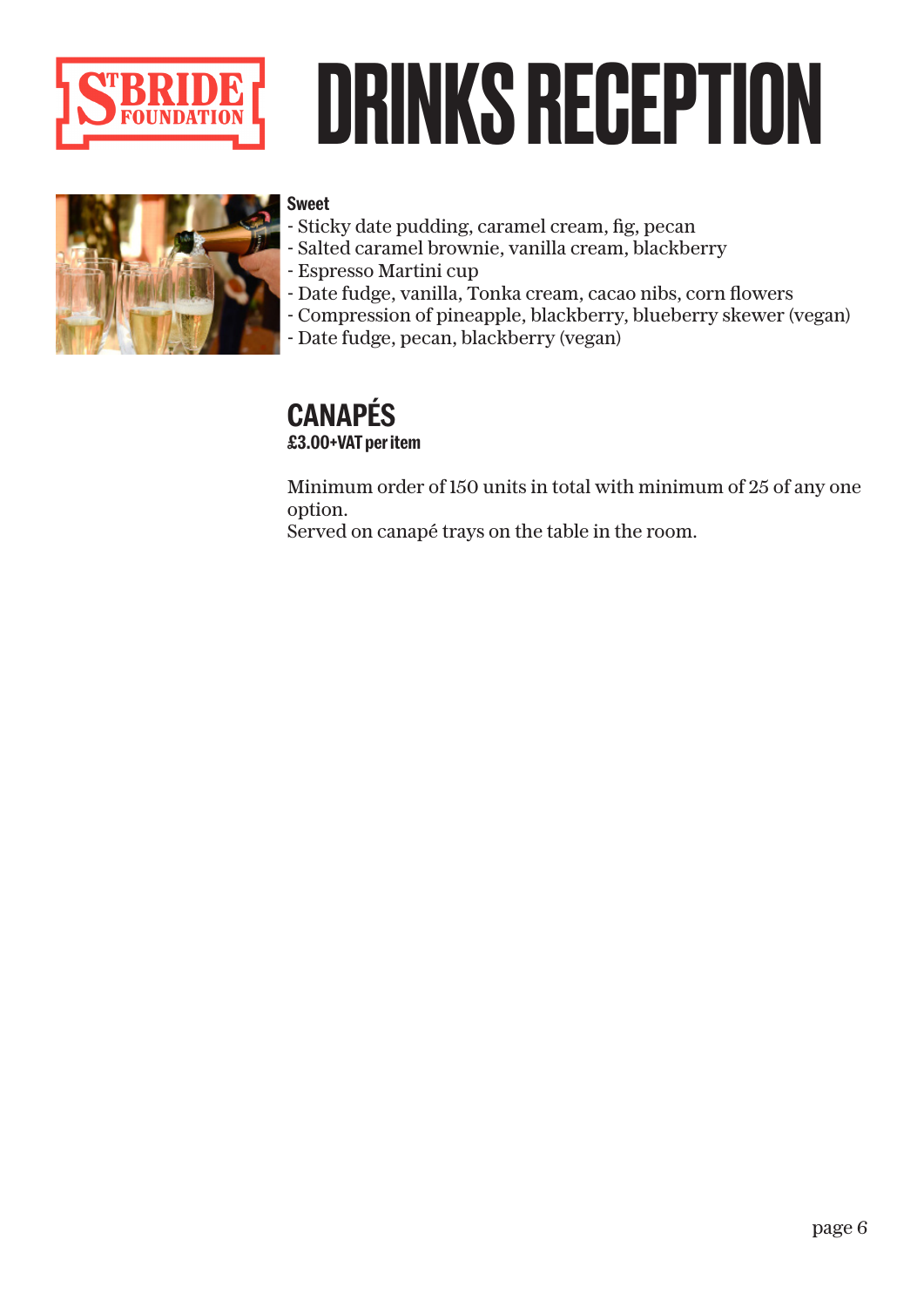# DRINKS RECEPTION

**Sweet**

- Sticky date pudding, caramel cream, fig, pecan
- Salted caramel brownie, vanilla cream, blackberry
- Espresso Martini cup
- Date fudge, vanilla, Tonka cream, cacao nibs, corn flowers
- Compression of pineapple, blackberry, blueberry skewer (vegan)
- Date fudge, pecan, blackberry (vegan)

## CANAPÉS

**£3.00+VAT per item**

Minimum order of 150 units in total with minimum of 25 of any one option.
Served on canapé trays on the table in the room.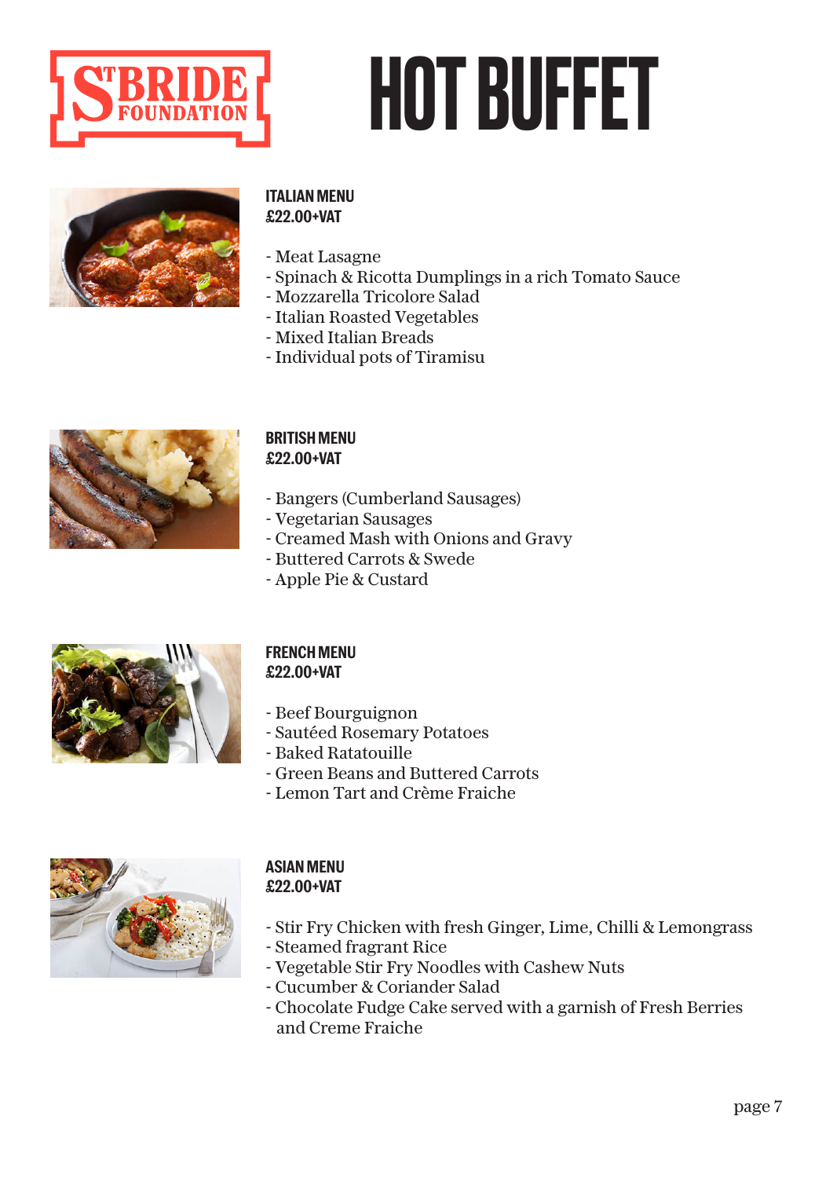# HOT BUFFET

## ITALIAN MENU
**£22.00+VAT**

- Meat Lasagne
- Spinach & Ricotta Dumplings in a rich Tomato Sauce
- Mozzarella Tricolore Salad
- Italian Roasted Vegetables
- Mixed Italian Breads
- Individual pots of Tiramisu

## BRITISH MENU
**£22.00+VAT**

- Bangers (Cumberland Sausages)
- Vegetarian Sausages
- Creamed Mash with Onions and Gravy
- Buttered Carrots & Swede
- Apple Pie & Custard

## FRENCH MENU
**£22.00+VAT**

- Beef Bourguignon
- Sautéed Rosemary Potatoes
- Baked Ratatouille
- Green Beans and Buttered Carrots
- Lemon Tart and Crème Fraiche

## ASIAN MENU
**£22.00+VAT**

- Stir Fry Chicken with fresh Ginger, Lime, Chilli & Lemongrass
- Steamed fragrant Rice
- Vegetable Stir Fry Noodles with Cashew Nuts
- Cucumber & Coriander Salad
- Chocolate Fudge Cake served with a garnish of Fresh Berries and Creme Fraiche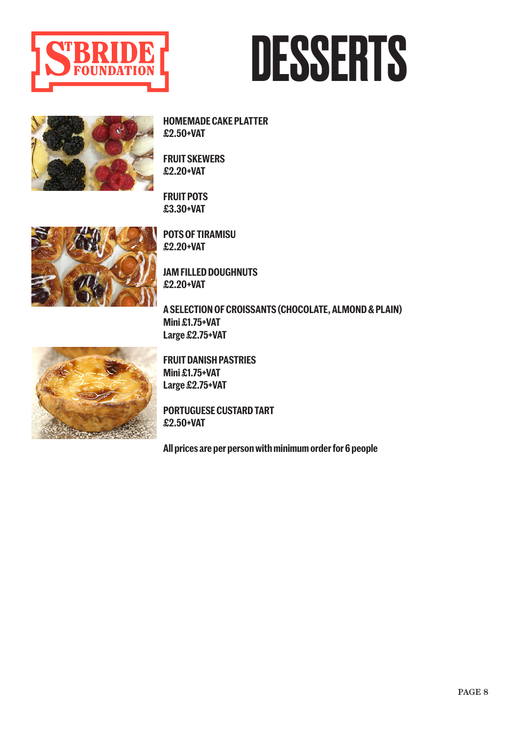# DESSERTS

**HOMEMADE CAKE PLATTER**
**£2.50+VAT**

**FRUIT SKEWERS**
**£2.20+VAT**

**FRUIT POTS**
**£3.30+VAT**

**POTS OF TIRAMISU**
**£2.20+VAT**

**JAM FILLED DOUGHNUTS**
**£2.20+VAT**

**A SELECTION OF CROISSANTS (CHOCOLATE, ALMOND & PLAIN)**
**Mini £1.75+VAT**
**Large £2.75+VAT**

**FRUIT DANISH PASTRIES**
**Mini £1.75+VAT**
**Large £2.75+VAT**

**PORTUGUESE CUSTARD TART**
**£2.50+VAT**

**All prices are per person with minimum order for 6 people**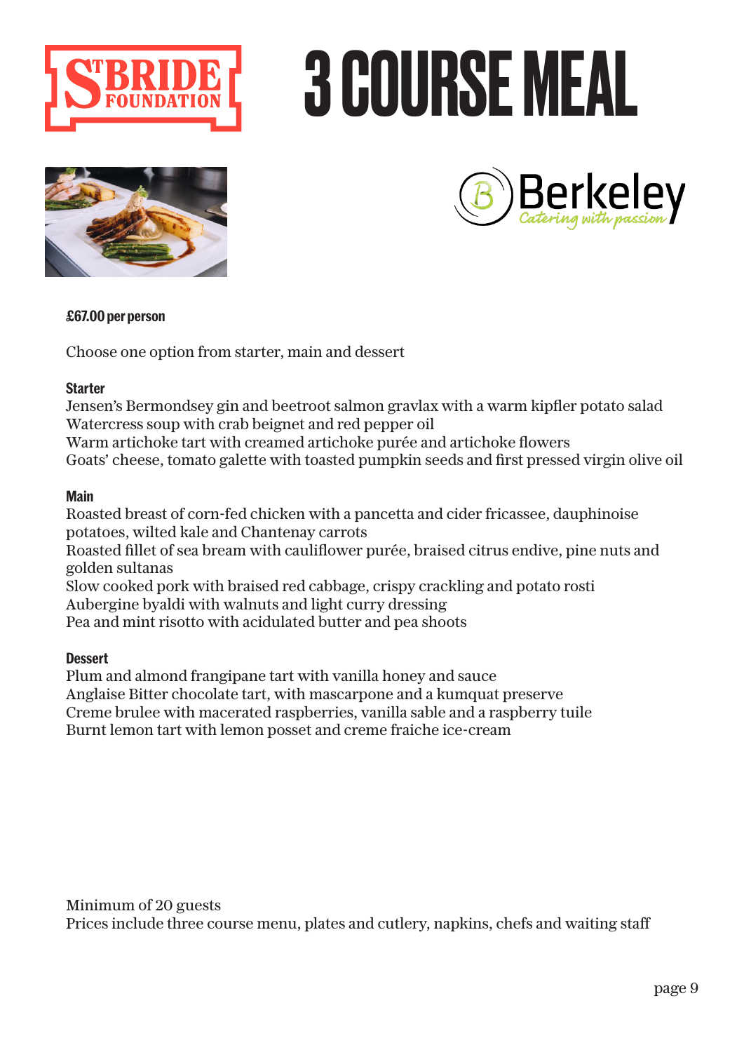# 3 COURSE MEAL

**£67.00 per person**

Choose one option from starter, main and dessert

**Starter**

Jensen's Bermondsey gin and beetroot salmon gravlax with a warm kipfler potato salad
Watercress soup with crab beignet and red pepper oil
Warm artichoke tart with creamed artichoke purée and artichoke flowers
Goats' cheese, tomato galette with toasted pumpkin seeds and first pressed virgin olive oil

**Main**

Roasted breast of corn-fed chicken with a pancetta and cider fricassee, dauphinoise potatoes, wilted kale and Chantenay carrots
Roasted fillet of sea bream with cauliflower purée, braised citrus endive, pine nuts and golden sultanas
Slow cooked pork with braised red cabbage, crispy crackling and potato rosti
Aubergine byaldi with walnuts and light curry dressing
Pea and mint risotto with acidulated butter and pea shoots

**Dessert**

Plum and almond frangipane tart with vanilla honey and sauce
Anglaise Bitter chocolate tart, with mascarpone and a kumquat preserve
Creme brulee with macerated raspberries, vanilla sable and a raspberry tuile
Burnt lemon tart with lemon posset and creme fraiche ice-cream

Minimum of 20 guests
Prices include three course menu, plates and cutlery, napkins, chefs and waiting staff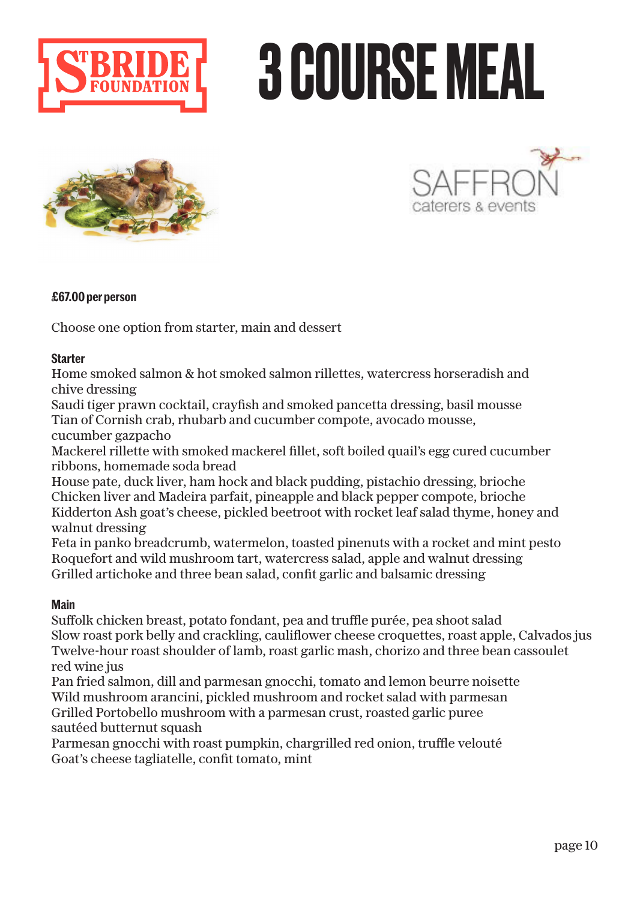# 3 COURSE MEAL

**£67.00 per person**

Choose one option from starter, main and dessert

**Starter**

Home smoked salmon & hot smoked salmon rillettes, watercress horseradish and chive dressing
Saudi tiger prawn cocktail, crayfish and smoked pancetta dressing, basil mousse
Tian of Cornish crab, rhubarb and cucumber compote, avocado mousse, cucumber gazpacho
Mackerel rillette with smoked mackerel fillet, soft boiled quail's egg cured cucumber ribbons, homemade soda bread
House pate, duck liver, ham hock and black pudding, pistachio dressing, brioche
Chicken liver and Madeira parfait, pineapple and black pepper compote, brioche
Kidderton Ash goat's cheese, pickled beetroot with rocket leaf salad thyme, honey and walnut dressing
Feta in panko breadcrumb, watermelon, toasted pinenuts with a rocket and mint pesto
Roquefort and wild mushroom tart, watercress salad, apple and walnut dressing
Grilled artichoke and three bean salad, confit garlic and balsamic dressing

**Main**

Suffolk chicken breast, potato fondant, pea and truffle purée, pea shoot salad
Slow roast pork belly and crackling, cauliflower cheese croquettes, roast apple, Calvados jus
Twelve-hour roast shoulder of lamb, roast garlic mash, chorizo and three bean cassoulet red wine jus
Pan fried salmon, dill and parmesan gnocchi, tomato and lemon beurre noisette
Wild mushroom arancini, pickled mushroom and rocket salad with parmesan
Grilled Portobello mushroom with a parmesan crust, roasted garlic puree sautéed butternut squash
Parmesan gnocchi with roast pumpkin, chargrilled red onion, truffle velouté
Goat's cheese tagliatelle, confit tomato, mint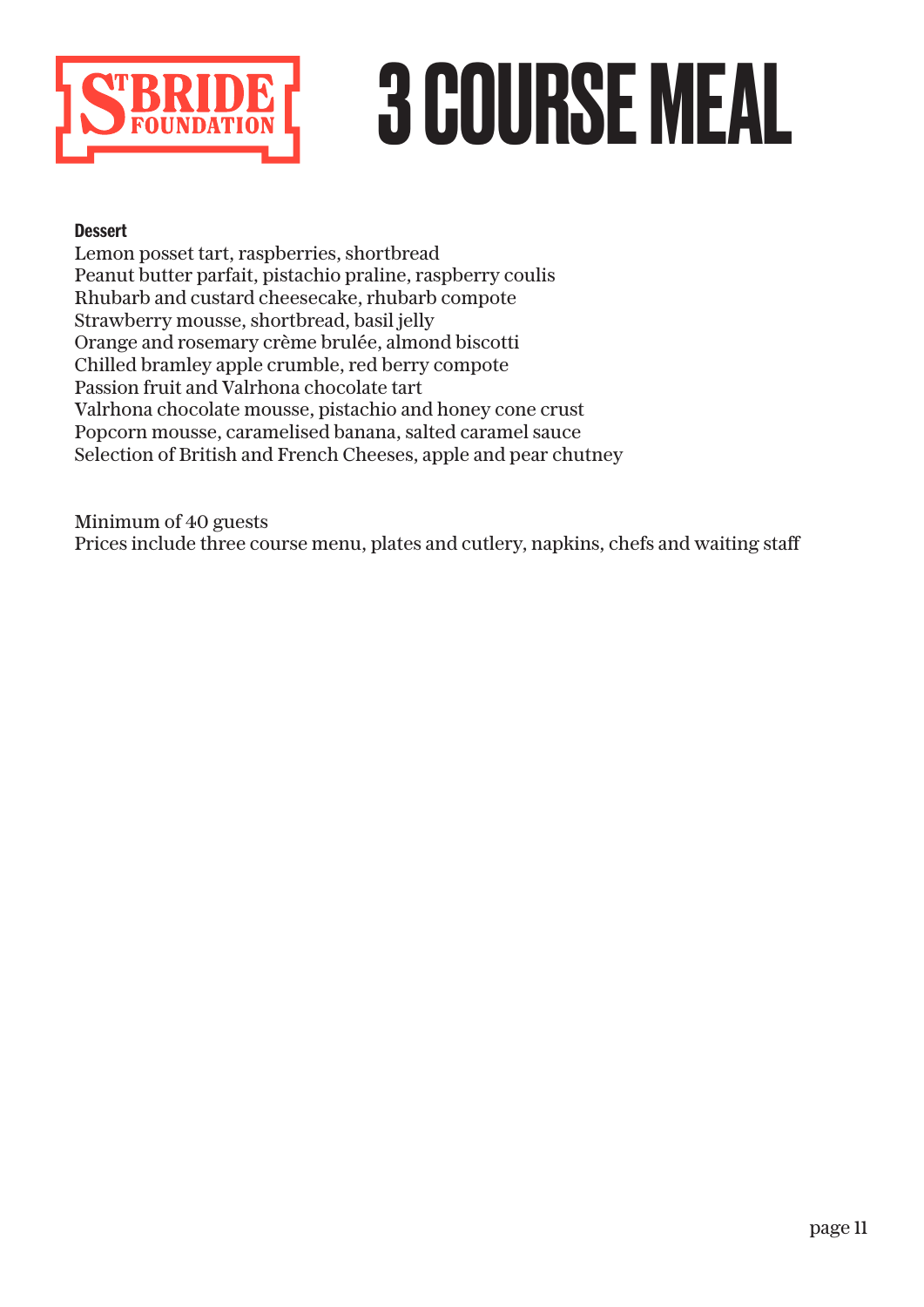ST BRIDE FOUNDATION

# 3 COURSE MEAL

**Dessert**

Lemon posset tart, raspberries, shortbread
Peanut butter parfait, pistachio praline, raspberry coulis
Rhubarb and custard cheesecake, rhubarb compote
Strawberry mousse, shortbread, basil jelly
Orange and rosemary crème brulée, almond biscotti
Chilled bramley apple crumble, red berry compote
Passion fruit and Valrhona chocolate tart
Valrhona chocolate mousse, pistachio and honey cone crust
Popcorn mousse, caramelised banana, salted caramel sauce
Selection of British and French Cheeses, apple and pear chutney

Minimum of 40 guests
Prices include three course menu, plates and cutlery, napkins, chefs and waiting staff